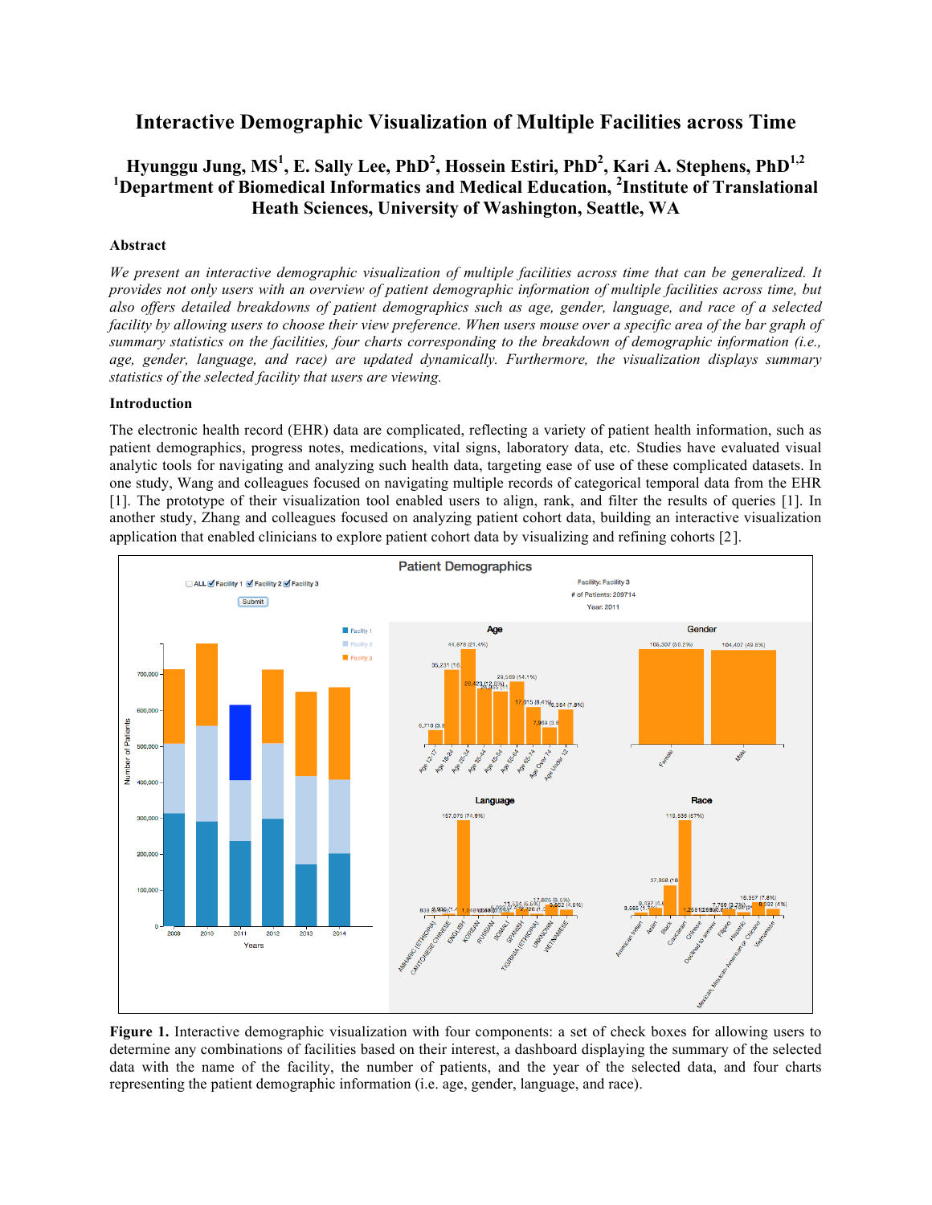# Interactive Demographic Visualization of Multiple Facilities across Time

**Hyunggu Jung, MS[1], E. Sally Lee, PhD[2], Hossein Estiri, PhD[2], Kari A. Stephens, PhD[1,2]**
**[1]Department of Biomedical Informatics and Medical Education, [2]Institute of Translational Heath Sciences, University of Washington, Seattle, WA**

### Abstract

*We present an interactive demographic visualization of multiple facilities across time that can be generalized. It provides not only users with an overview of patient demographic information of multiple facilities across time, but also offers detailed breakdowns of patient demographics such as age, gender, language, and race of a selected facility by allowing users to choose their view preference. When users mouse over a specific area of the bar graph of summary statistics on the facilities, four charts corresponding to the breakdown of demographic information (i.e., age, gender, language, and race) are updated dynamically. Furthermore, the visualization displays summary statistics of the selected facility that users are viewing.*

### Introduction

The electronic health record (EHR) data are complicated, reflecting a variety of patient health information, such as patient demographics, progress notes, medications, vital signs, laboratory data, etc. Studies have evaluated visual analytic tools for navigating and analyzing such health data, targeting ease of use of these complicated datasets. In one study, Wang and colleagues focused on navigating multiple records of categorical temporal data from the EHR [1]. The prototype of their visualization tool enabled users to align, rank, and filter the results of queries [1]. In another study, Zhang and colleagues focused on analyzing patient cohort data, building an interactive visualization application that enabled clinicians to explore patient cohort data by visualizing and refining cohorts [2].

**Figure 1.** Interactive demographic visualization with four components: a set of check boxes for allowing users to determine any combinations of facilities based on their interest, a dashboard displaying the summary of the selected data with the name of the facility, the number of patients, and the year of the selected data, and four charts representing the patient demographic information (i.e. age, gender, language, and race).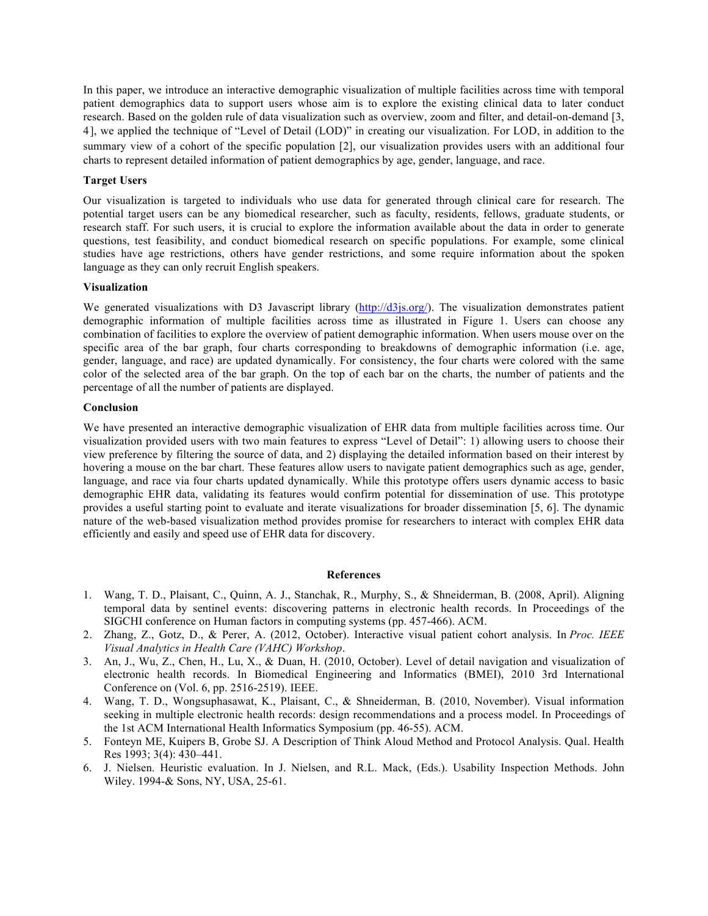In this paper, we introduce an interactive demographic visualization of multiple facilities across time with temporal patient demographics data to support users whose aim is to explore the existing clinical data to later conduct research. Based on the golden rule of data visualization such as overview, zoom and filter, and detail-on-demand [3, 4], we applied the technique of "Level of Detail (LOD)" in creating our visualization. For LOD, in addition to the summary view of a cohort of the specific population [2], our visualization provides users with an additional four charts to represent detailed information of patient demographics by age, gender, language, and race.

**Target Users**

Our visualization is targeted to individuals who use data for generated through clinical care for research. The potential target users can be any biomedical researcher, such as faculty, residents, fellows, graduate students, or research staff. For such users, it is crucial to explore the information available about the data in order to generate questions, test feasibility, and conduct biomedical research on specific populations. For example, some clinical studies have age restrictions, others have gender restrictions, and some require information about the spoken language as they can only recruit English speakers.

**Visualization**

We generated visualizations with D3 Javascript library (http://d3js.org/). The visualization demonstrates patient demographic information of multiple facilities across time as illustrated in Figure 1. Users can choose any combination of facilities to explore the overview of patient demographic information. When users mouse over on the specific area of the bar graph, four charts corresponding to breakdowns of demographic information (i.e. age, gender, language, and race) are updated dynamically. For consistency, the four charts were colored with the same color of the selected area of the bar graph. On the top of each bar on the charts, the number of patients and the percentage of all the number of patients are displayed.

**Conclusion**

We have presented an interactive demographic visualization of EHR data from multiple facilities across time. Our visualization provided users with two main features to express "Level of Detail": 1) allowing users to choose their view preference by filtering the source of data, and 2) displaying the detailed information based on their interest by hovering a mouse on the bar chart. These features allow users to navigate patient demographics such as age, gender, language, and race via four charts updated dynamically. While this prototype offers users dynamic access to basic demographic EHR data, validating its features would confirm potential for dissemination of use. This prototype provides a useful starting point to evaluate and iterate visualizations for broader dissemination [5, 6]. The dynamic nature of the web-based visualization method provides promise for researchers to interact with complex EHR data efficiently and easily and speed use of EHR data for discovery.

**References**

1. Wang, T. D., Plaisant, C., Quinn, A. J., Stanchak, R., Murphy, S., & Shneiderman, B. (2008, April). Aligning temporal data by sentinel events: discovering patterns in electronic health records. In Proceedings of the SIGCHI conference on Human factors in computing systems (pp. 457-466). ACM.
2. Zhang, Z., Gotz, D., & Perer, A. (2012, October). Interactive visual patient cohort analysis. In *Proc. IEEE Visual Analytics in Health Care (VAHC) Workshop*.
3. An, J., Wu, Z., Chen, H., Lu, X., & Duan, H. (2010, October). Level of detail navigation and visualization of electronic health records. In Biomedical Engineering and Informatics (BMEI), 2010 3rd International Conference on (Vol. 6, pp. 2516-2519). IEEE.
4. Wang, T. D., Wongsuphasawat, K., Plaisant, C., & Shneiderman, B. (2010, November). Visual information seeking in multiple electronic health records: design recommendations and a process model. In Proceedings of the 1st ACM International Health Informatics Symposium (pp. 46-55). ACM.
5. Fonteyn ME, Kuipers B, Grobe SJ. A Description of Think Aloud Method and Protocol Analysis. Qual. Health Res 1993; 3(4): 430–441.
6. J. Nielsen. Heuristic evaluation. In J. Nielsen, and R.L. Mack, (Eds.). Usability Inspection Methods. John Wiley. 1994-& Sons, NY, USA, 25-61.